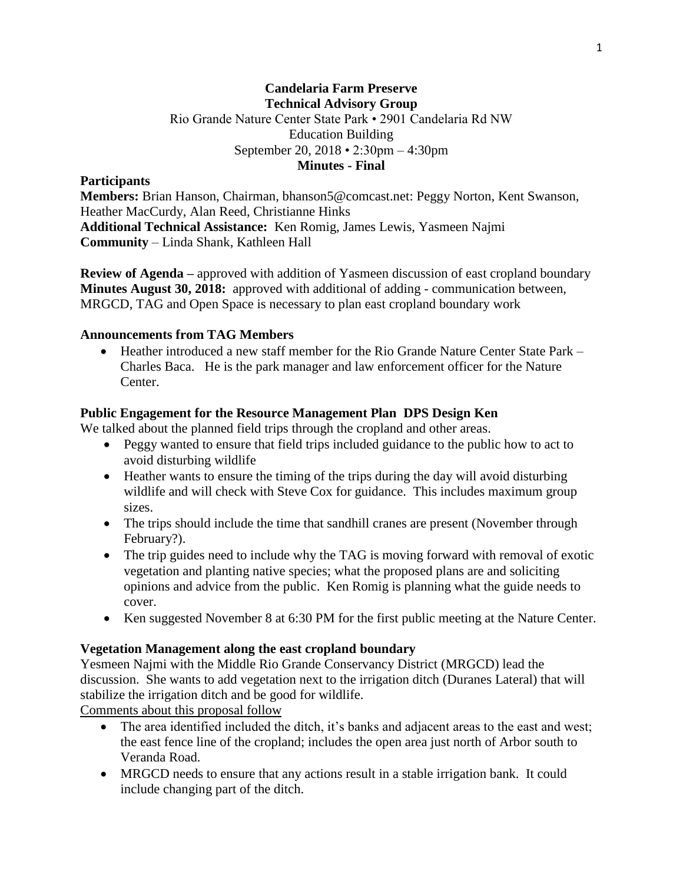**Candelaria Farm Preserve**
**Technical Advisory Group**
Rio Grande Nature Center State Park • 2901 Candelaria Rd NW
Education Building
September 20, 2018 • 2:30pm – 4:30pm
**Minutes - Final**

**Participants**

**Members:** Brian Hanson, Chairman, bhanson5@comcast.net: Peggy Norton, Kent Swanson, Heather MacCurdy, Alan Reed, Christianne Hinks
**Additional Technical Assistance:** Ken Romig, James Lewis, Yasmeen Najmi
**Community** – Linda Shank, Kathleen Hall

**Review of Agenda –** approved with addition of Yasmeen discussion of east cropland boundary
**Minutes August 30, 2018:** approved with additional of adding - communication between, MRGCD, TAG and Open Space is necessary to plan east cropland boundary work

**Announcements from TAG Members**

- Heather introduced a new staff member for the Rio Grande Nature Center State Park – Charles Baca. He is the park manager and law enforcement officer for the Nature Center.

**Public Engagement for the Resource Management Plan DPS Design Ken**

We talked about the planned field trips through the cropland and other areas.

- Peggy wanted to ensure that field trips included guidance to the public how to act to avoid disturbing wildlife
- Heather wants to ensure the timing of the trips during the day will avoid disturbing wildlife and will check with Steve Cox for guidance. This includes maximum group sizes.
- The trips should include the time that sandhill cranes are present (November through February?).
- The trip guides need to include why the TAG is moving forward with removal of exotic vegetation and planting native species; what the proposed plans are and soliciting opinions and advice from the public. Ken Romig is planning what the guide needs to cover.
- Ken suggested November 8 at 6:30 PM for the first public meeting at the Nature Center.

**Vegetation Management along the east cropland boundary**

Yesmeen Najmi with the Middle Rio Grande Conservancy District (MRGCD) lead the discussion. She wants to add vegetation next to the irrigation ditch (Duranes Lateral) that will stabilize the irrigation ditch and be good for wildlife.

Comments about this proposal follow

- The area identified included the ditch, it's banks and adjacent areas to the east and west; the east fence line of the cropland; includes the open area just north of Arbor south to Veranda Road.
- MRGCD needs to ensure that any actions result in a stable irrigation bank. It could include changing part of the ditch.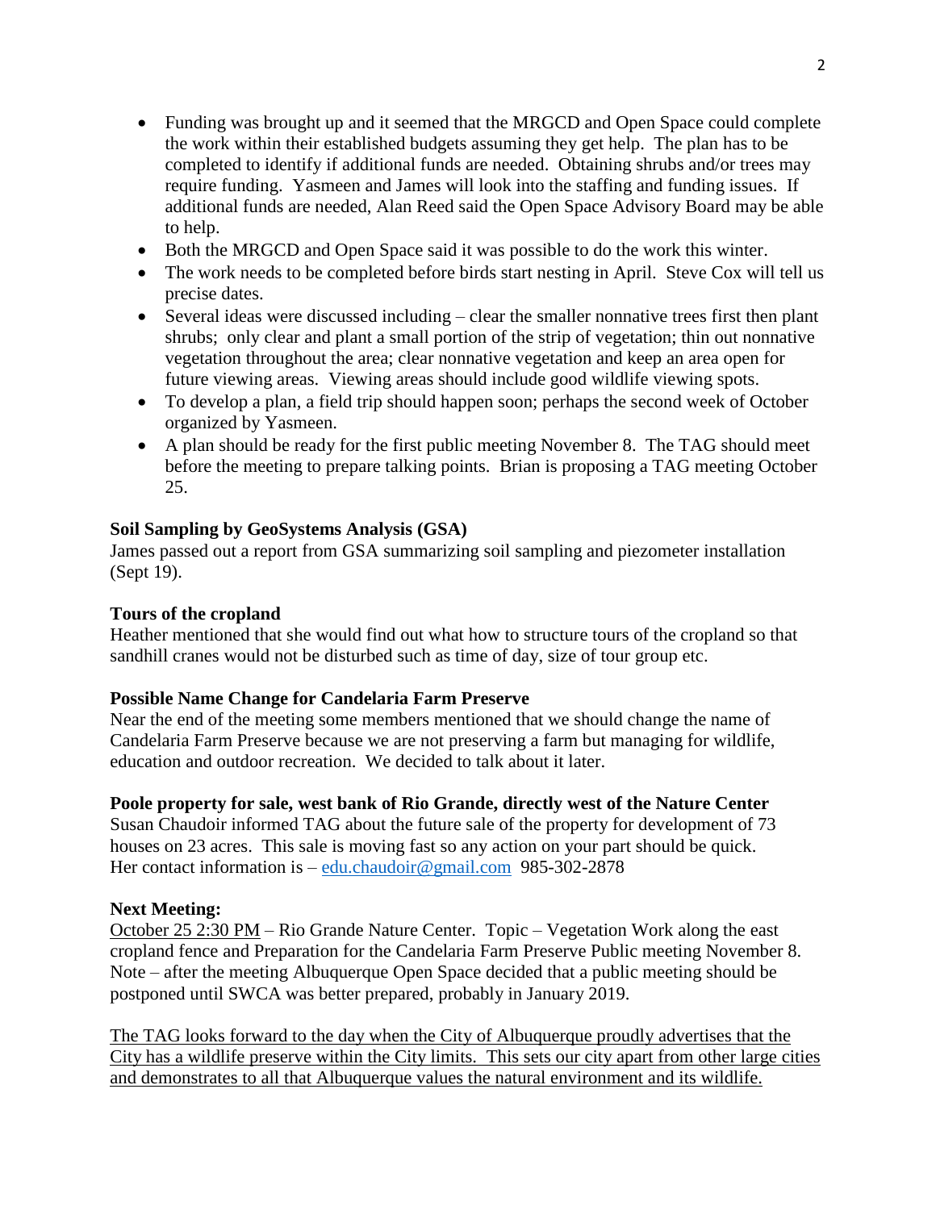- Funding was brought up and it seemed that the MRGCD and Open Space could complete the work within their established budgets assuming they get help. The plan has to be completed to identify if additional funds are needed. Obtaining shrubs and/or trees may require funding. Yasmeen and James will look into the staffing and funding issues. If additional funds are needed, Alan Reed said the Open Space Advisory Board may be able to help.
- Both the MRGCD and Open Space said it was possible to do the work this winter.
- The work needs to be completed before birds start nesting in April. Steve Cox will tell us precise dates.
- Several ideas were discussed including – clear the smaller nonnative trees first then plant shrubs; only clear and plant a small portion of the strip of vegetation; thin out nonnative vegetation throughout the area; clear nonnative vegetation and keep an area open for future viewing areas. Viewing areas should include good wildlife viewing spots.
- To develop a plan, a field trip should happen soon; perhaps the second week of October organized by Yasmeen.
- A plan should be ready for the first public meeting November 8. The TAG should meet before the meeting to prepare talking points. Brian is proposing a TAG meeting October 25.

**Soil Sampling by GeoSystems Analysis (GSA)**

James passed out a report from GSA summarizing soil sampling and piezometer installation (Sept 19).

**Tours of the cropland**

Heather mentioned that she would find out what how to structure tours of the cropland so that sandhill cranes would not be disturbed such as time of day, size of tour group etc.

**Possible Name Change for Candelaria Farm Preserve**

Near the end of the meeting some members mentioned that we should change the name of Candelaria Farm Preserve because we are not preserving a farm but managing for wildlife, education and outdoor recreation. We decided to talk about it later.

**Poole property for sale, west bank of Rio Grande, directly west of the Nature Center**

Susan Chaudoir informed TAG about the future sale of the property for development of 73 houses on 23 acres. This sale is moving fast so any action on your part should be quick. Her contact information is – edu.chaudoir@gmail.com 985-302-2878

**Next Meeting:**

<u>October 25 2:30 PM</u> – Rio Grande Nature Center. Topic – Vegetation Work along the east cropland fence and Preparation for the Candelaria Farm Preserve Public meeting November 8. Note – after the meeting Albuquerque Open Space decided that a public meeting should be postponed until SWCA was better prepared, probably in January 2019.

<u>The TAG looks forward to the day when the City of Albuquerque proudly advertises that the City has a wildlife preserve within the City limits. This sets our city apart from other large cities and demonstrates to all that Albuquerque values the natural environment and its wildlife.</u>